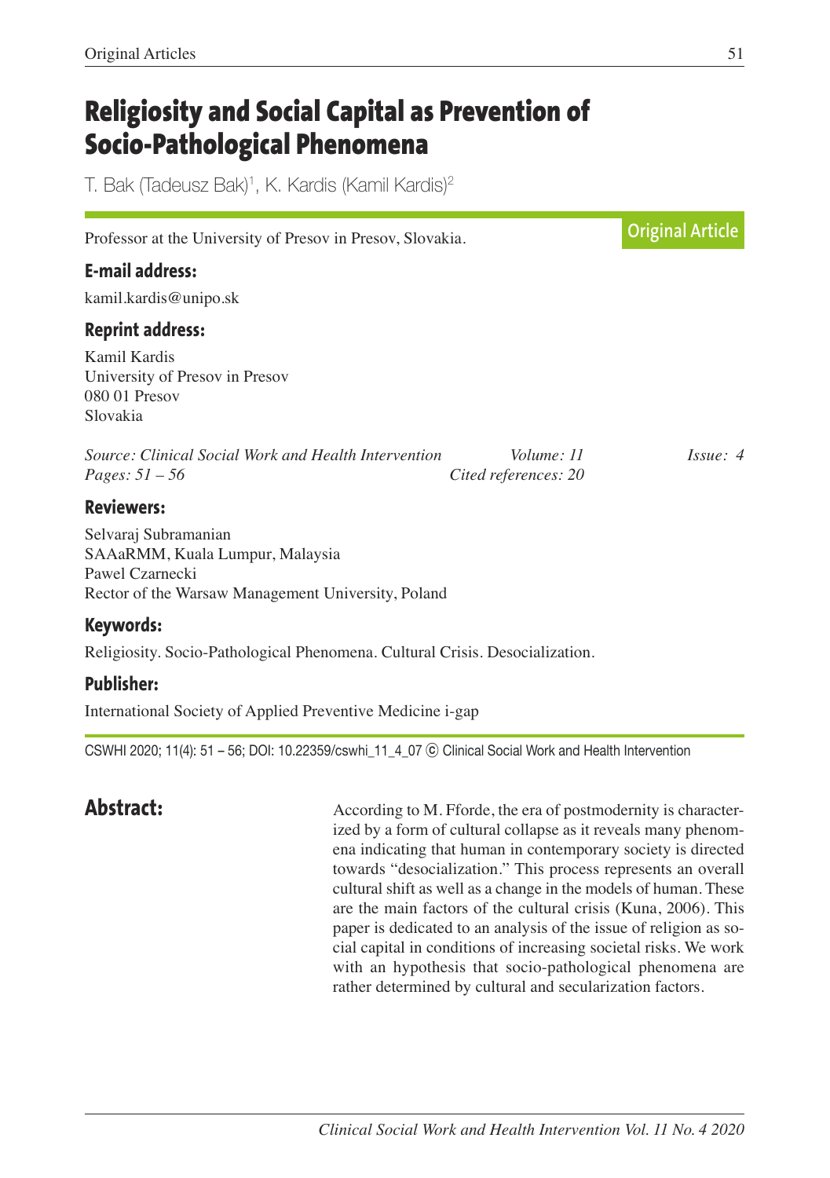# Religiosity and Social Capital as Prevention of Socio-Pathological Phenomena

T. Bak (Tadeusz Bak)[1], K. Kardis (Kamil Kardis)[2]

Professor at the University of Presov in Presov, Slovakia.

**Original Article**

### E-mail address:

kamil.kardis@unipo.sk

### Reprint address:

Kamil Kardis
University of Presov in Presov
080 01 Presov
Slovakia

*Source: Clinical Social Work and Health Intervention* *Volume: 11* *Issue: 4*
*Pages: 51 – 56* *Cited references: 20*

### Reviewers:

Selvaraj Subramanian
SAAaRMM, Kuala Lumpur, Malaysia
Pawel Czarnecki
Rector of the Warsaw Management University, Poland

### Keywords:

Religiosity. Socio-Pathological Phenomena. Cultural Crisis. Desocialization.

### Publisher:

International Society of Applied Preventive Medicine i-gap

CSWHI 2020; 11(4): 51 – 56; DOI: 10.22359/cswhi_11_4_07 © Clinical Social Work and Health Intervention

## Abstract:

According to M. Fforde, the era of postmodernity is characterized by a form of cultural collapse as it reveals many phenomena indicating that human in contemporary society is directed towards "desocialization." This process represents an overall cultural shift as well as a change in the models of human. These are the main factors of the cultural crisis (Kuna, 2006). This paper is dedicated to an analysis of the issue of religion as social capital in conditions of increasing societal risks. We work with an hypothesis that socio-pathological phenomena are rather determined by cultural and secularization factors.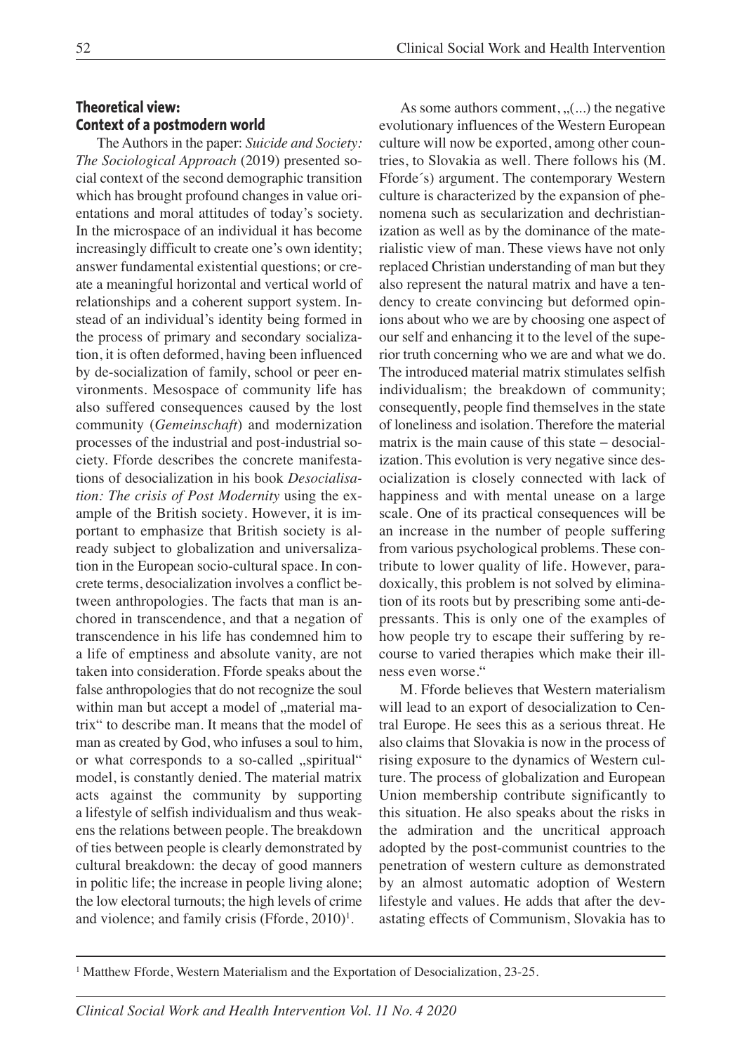## Theoretical view: Context of a postmodern world

The Authors in the paper: *Suicide and Society: The Sociological Approach* (2019) presented social context of the second demographic transition which has brought profound changes in value orientations and moral attitudes of today's society. In the microspace of an individual it has become increasingly difficult to create one's own identity; answer fundamental existential questions; or create a meaningful horizontal and vertical world of relationships and a coherent support system. Instead of an individual's identity being formed in the process of primary and secondary socialization, it is often deformed, having been influenced by de-socialization of family, school or peer environments. Mesospace of community life has also suffered consequences caused by the lost community (*Gemeinschaft*) and modernization processes of the industrial and post-industrial society. Fforde describes the concrete manifestations of desocialization in his book *Desocialisation: The crisis of Post Modernity* using the example of the British society. However, it is important to emphasize that British society is already subject to globalization and universalization in the European socio-cultural space. In concrete terms, desocialization involves a conflict between anthropologies. The facts that man is anchored in transcendence, and that a negation of transcendence in his life has condemned him to a life of emptiness and absolute vanity, are not taken into consideration. Fforde speaks about the false anthropologies that do not recognize the soul within man but accept a model of „material matrix" to describe man. It means that the model of man as created by God, who infuses a soul to him, or what corresponds to a so-called „spiritual" model, is constantly denied. The material matrix acts against the community by supporting a lifestyle of selfish individualism and thus weakens the relations between people. The breakdown of ties between people is clearly demonstrated by cultural breakdown: the decay of good manners in politic life; the increase in people living alone; the low electoral turnouts; the high levels of crime and violence; and family crisis (Fforde, 2010)[1].

As some authors comment, „(...) the negative evolutionary influences of the Western European culture will now be exported, among other countries, to Slovakia as well. There follows his (M. Fforde´s) argument. The contemporary Western culture is characterized by the expansion of phenomena such as secularization and dechristianization as well as by the dominance of the materialistic view of man. These views have not only replaced Christian understanding of man but they also represent the natural matrix and have a tendency to create convincing but deformed opinions about who we are by choosing one aspect of our self and enhancing it to the level of the superior truth concerning who we are and what we do. The introduced material matrix stimulates selfish individualism; the breakdown of community; consequently, people find themselves in the state of loneliness and isolation. Therefore the material matrix is the main cause of this state – desocialization. This evolution is very negative since desocialization is closely connected with lack of happiness and with mental unease on a large scale. One of its practical consequences will be an increase in the number of people suffering from various psychological problems. These contribute to lower quality of life. However, paradoxically, this problem is not solved by elimination of its roots but by prescribing some anti-depressants. This is only one of the examples of how people try to escape their suffering by recourse to varied therapies which make their illness even worse."

M. Fforde believes that Western materialism will lead to an export of desocialization to Central Europe. He sees this as a serious threat. He also claims that Slovakia is now in the process of rising exposure to the dynamics of Western culture. The process of globalization and European Union membership contribute significantly to this situation. He also speaks about the risks in the admiration and the uncritical approach adopted by the post-communist countries to the penetration of western culture as demonstrated by an almost automatic adoption of Western lifestyle and values. He adds that after the devastating effects of Communism, Slovakia has to

[1] Matthew Fforde, Western Materialism and the Exportation of Desocialization, 23-25.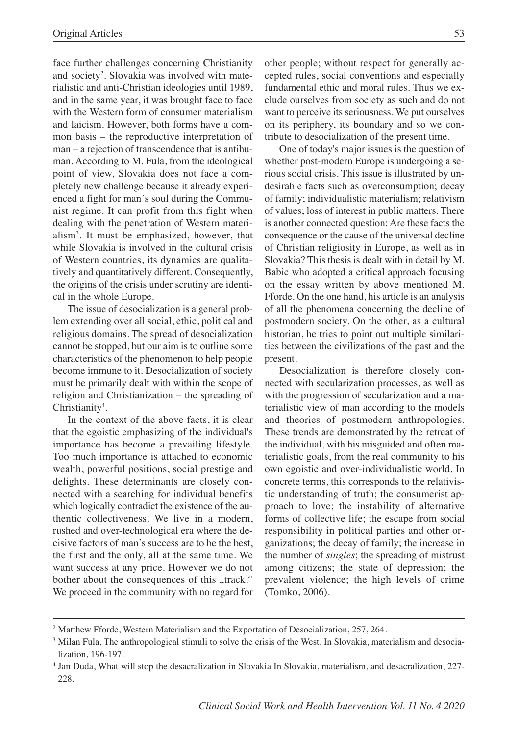face further challenges concerning Christianity and society[2]. Slovakia was involved with materialistic and anti-Christian ideologies until 1989, and in the same year, it was brought face to face with the Western form of consumer materialism and laicism. However, both forms have a common basis – the reproductive interpretation of man – a rejection of transcendence that is antihuman. According to M. Fula, from the ideological point of view, Slovakia does not face a completely new challenge because it already experienced a fight for man´s soul during the Communist regime. It can profit from this fight when dealing with the penetration of Western materialism[3]. It must be emphasized, however, that while Slovakia is involved in the cultural crisis of Western countries, its dynamics are qualitatively and quantitatively different. Consequently, the origins of the crisis under scrutiny are identical in the whole Europe.

The issue of desocialization is a general problem extending over all social, ethic, political and religious domains. The spread of desocialization cannot be stopped, but our aim is to outline some characteristics of the phenomenon to help people become immune to it. Desocialization of society must be primarily dealt with within the scope of religion and Christianization – the spreading of Christianity[4].

In the context of the above facts, it is clear that the egoistic emphasizing of the individual's importance has become a prevailing lifestyle. Too much importance is attached to economic wealth, powerful positions, social prestige and delights. These determinants are closely connected with a searching for individual benefits which logically contradict the existence of the authentic collectiveness. We live in a modern, rushed and over-technological era where the decisive factors of man's success are to be the best, the first and the only, all at the same time. We want success at any price. However we do not bother about the consequences of this „track." We proceed in the community with no regard for other people; without respect for generally accepted rules, social conventions and especially fundamental ethic and moral rules. Thus we exclude ourselves from society as such and do not want to perceive its seriousness. We put ourselves on its periphery, its boundary and so we contribute to desocialization of the present time.

One of today's major issues is the question of whether post-modern Europe is undergoing a serious social crisis. This issue is illustrated by undesirable facts such as overconsumption; decay of family; individualistic materialism; relativism of values; loss of interest in public matters. There is another connected question: Are these facts the consequence or the cause of the universal decline of Christian religiosity in Europe, as well as in Slovakia? This thesis is dealt with in detail by M. Babic who adopted a critical approach focusing on the essay written by above mentioned M. Fforde. On the one hand, his article is an analysis of all the phenomena concerning the decline of postmodern society. On the other, as a cultural historian, he tries to point out multiple similarities between the civilizations of the past and the present.

Desocialization is therefore closely connected with secularization processes, as well as with the progression of secularization and a materialistic view of man according to the models and theories of postmodern anthropologies. These trends are demonstrated by the retreat of the individual, with his misguided and often materialistic goals, from the real community to his own egoistic and over-individualistic world. In concrete terms, this corresponds to the relativistic understanding of truth; the consumerist approach to love; the instability of alternative forms of collective life; the escape from social responsibility in political parties and other organizations; the decay of family; the increase in the number of *singles*; the spreading of mistrust among citizens; the state of depression; the prevalent violence; the high levels of crime (Tomko, 2006).

---

[2] Matthew Fforde, Western Materialism and the Exportation of Desocialization, 257, 264.

[3] Milan Fula, The anthropological stimuli to solve the crisis of the West, In Slovakia, materialism and desocialization, 196-197.

[4] Jan Duda, What will stop the desacralization in Slovakia In Slovakia, materialism, and desacralization, 227-228.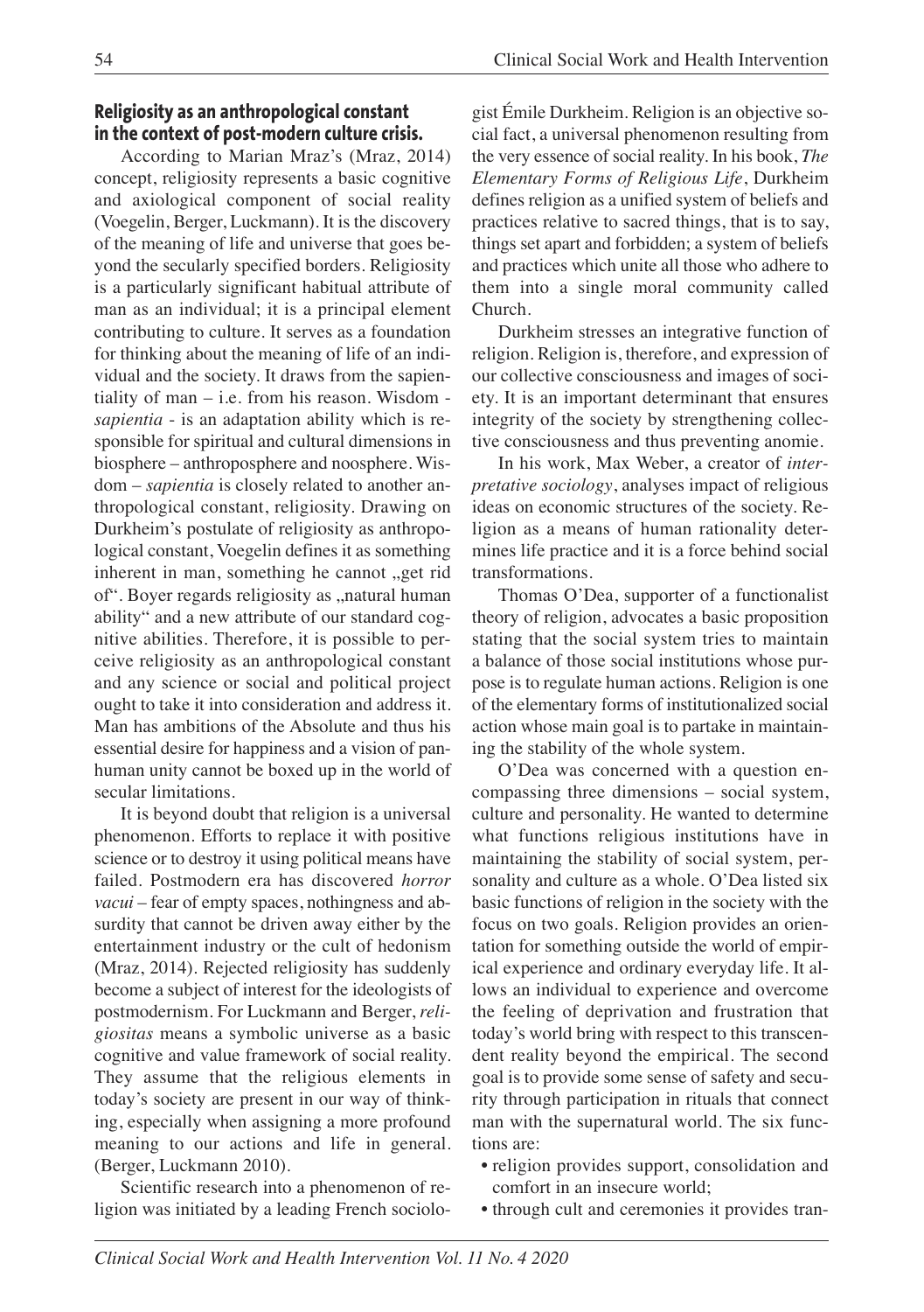## Religiosity as an anthropological constant in the context of post-modern culture crisis.

According to Marian Mraz's (Mraz, 2014) concept, religiosity represents a basic cognitive and axiological component of social reality (Voegelin, Berger, Luckmann). It is the discovery of the meaning of life and universe that goes beyond the secularly specified borders. Religiosity is a particularly significant habitual attribute of man as an individual; it is a principal element contributing to culture. It serves as a foundation for thinking about the meaning of life of an individual and the society. It draws from the sapientiality of man – i.e. from his reason. Wisdom - *sapientia* - is an adaptation ability which is responsible for spiritual and cultural dimensions in biosphere – anthroposphere and noosphere. Wisdom – *sapientia* is closely related to another anthropological constant, religiosity. Drawing on Durkheim's postulate of religiosity as anthropological constant, Voegelin defines it as something inherent in man, something he cannot „get rid of". Boyer regards religiosity as „natural human ability" and a new attribute of our standard cognitive abilities. Therefore, it is possible to perceive religiosity as an anthropological constant and any science or social and political project ought to take it into consideration and address it. Man has ambitions of the Absolute and thus his essential desire for happiness and a vision of panhuman unity cannot be boxed up in the world of secular limitations.

It is beyond doubt that religion is a universal phenomenon. Efforts to replace it with positive science or to destroy it using political means have failed. Postmodern era has discovered *horror vacui* – fear of empty spaces, nothingness and absurdity that cannot be driven away either by the entertainment industry or the cult of hedonism (Mraz, 2014). Rejected religiosity has suddenly become a subject of interest for the ideologists of postmodernism. For Luckmann and Berger, *religiositas* means a symbolic universe as a basic cognitive and value framework of social reality. They assume that the religious elements in today's society are present in our way of thinking, especially when assigning a more profound meaning to our actions and life in general. (Berger, Luckmann 2010).

Scientific research into a phenomenon of religion was initiated by a leading French sociologist Émile Durkheim. Religion is an objective social fact, a universal phenomenon resulting from the very essence of social reality. In his book, *The Elementary Forms of Religious Life*, Durkheim defines religion as a unified system of beliefs and practices relative to sacred things, that is to say, things set apart and forbidden; a system of beliefs and practices which unite all those who adhere to them into a single moral community called Church.

Durkheim stresses an integrative function of religion. Religion is, therefore, and expression of our collective consciousness and images of society. It is an important determinant that ensures integrity of the society by strengthening collective consciousness and thus preventing anomie.

In his work, Max Weber, a creator of *interpretative sociology*, analyses impact of religious ideas on economic structures of the society. Religion as a means of human rationality determines life practice and it is a force behind social transformations.

Thomas O'Dea, supporter of a functionalist theory of religion, advocates a basic proposition stating that the social system tries to maintain a balance of those social institutions whose purpose is to regulate human actions. Religion is one of the elementary forms of institutionalized social action whose main goal is to partake in maintaining the stability of the whole system.

O'Dea was concerned with a question encompassing three dimensions – social system, culture and personality. He wanted to determine what functions religious institutions have in maintaining the stability of social system, personality and culture as a whole. O'Dea listed six basic functions of religion in the society with the focus on two goals. Religion provides an orientation for something outside the world of empirical experience and ordinary everyday life. It allows an individual to experience and overcome the feeling of deprivation and frustration that today's world bring with respect to this transcendent reality beyond the empirical. The second goal is to provide some sense of safety and security through participation in rituals that connect man with the supernatural world. The six functions are:

- religion provides support, consolidation and comfort in an insecure world;
- through cult and ceremonies it provides tran-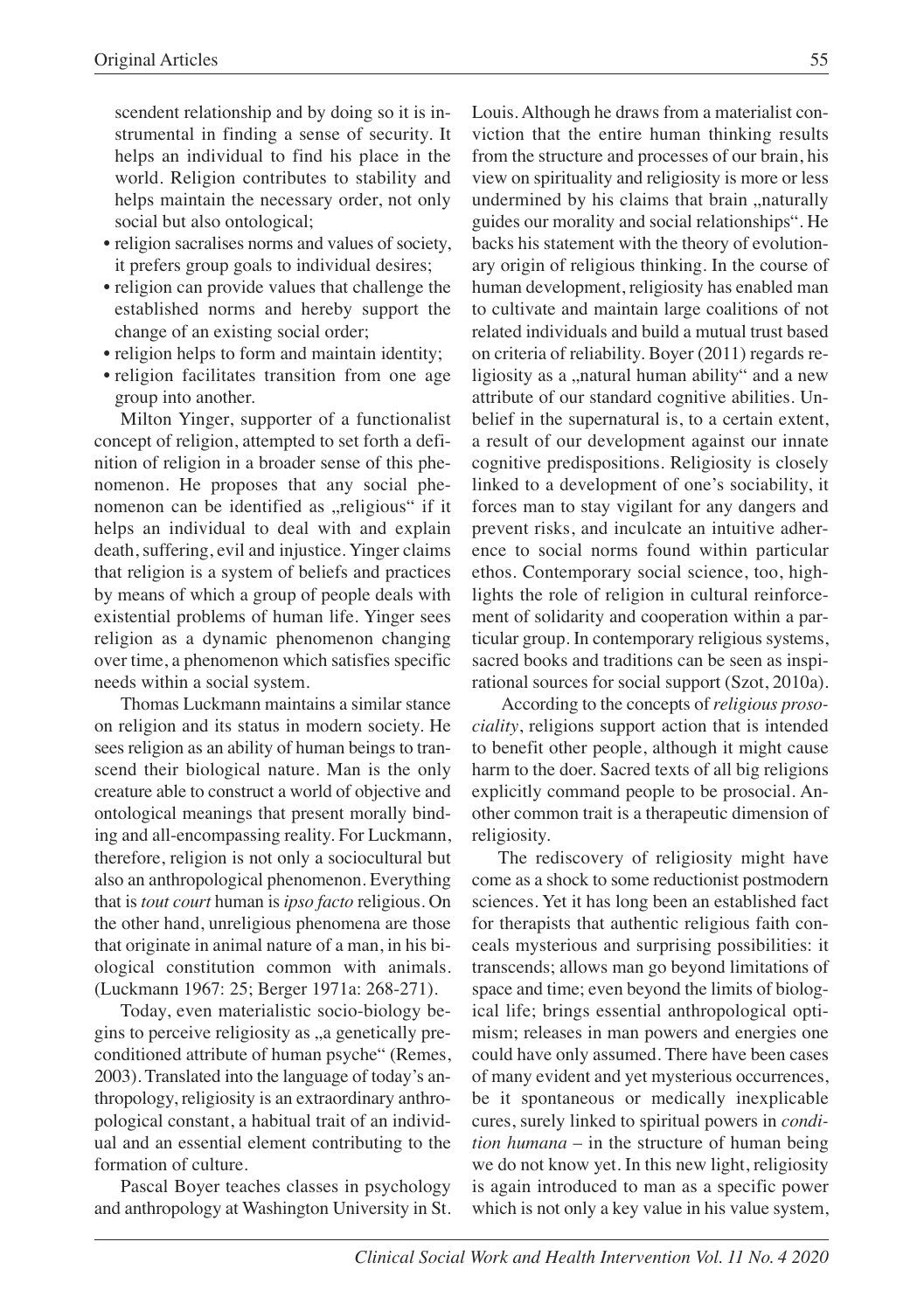scendent relationship and by doing so it is instrumental in finding a sense of security. It helps an individual to find his place in the world. Religion contributes to stability and helps maintain the necessary order, not only social but also ontological;

- religion sacralises norms and values of society, it prefers group goals to individual desires;
- religion can provide values that challenge the established norms and hereby support the change of an existing social order;
- religion helps to form and maintain identity;
- religion facilitates transition from one age group into another.

Milton Yinger, supporter of a functionalist concept of religion, attempted to set forth a definition of religion in a broader sense of this phenomenon. He proposes that any social phenomenon can be identified as „religious" if it helps an individual to deal with and explain death, suffering, evil and injustice. Yinger claims that religion is a system of beliefs and practices by means of which a group of people deals with existential problems of human life. Yinger sees religion as a dynamic phenomenon changing over time, a phenomenon which satisfies specific needs within a social system.

Thomas Luckmann maintains a similar stance on religion and its status in modern society. He sees religion as an ability of human beings to transcend their biological nature. Man is the only creature able to construct a world of objective and ontological meanings that present morally binding and all-encompassing reality. For Luckmann, therefore, religion is not only a sociocultural but also an anthropological phenomenon. Everything that is *tout court* human is *ipso facto* religious. On the other hand, unreligious phenomena are those that originate in animal nature of a man, in his biological constitution common with animals. (Luckmann 1967: 25; Berger 1971a: 268-271).

Today, even materialistic socio-biology begins to perceive religiosity as „a genetically preconditioned attribute of human psyche" (Remes, 2003). Translated into the language of today's anthropology, religiosity is an extraordinary anthropological constant, a habitual trait of an individual and an essential element contributing to the formation of culture.

Pascal Boyer teaches classes in psychology and anthropology at Washington University in St. Louis. Although he draws from a materialist conviction that the entire human thinking results from the structure and processes of our brain, his view on spirituality and religiosity is more or less undermined by his claims that brain „naturally guides our morality and social relationships". He backs his statement with the theory of evolutionary origin of religious thinking. In the course of human development, religiosity has enabled man to cultivate and maintain large coalitions of not related individuals and build a mutual trust based on criteria of reliability. Boyer (2011) regards religiosity as a „natural human ability" and a new attribute of our standard cognitive abilities. Unbelief in the supernatural is, to a certain extent, a result of our development against our innate cognitive predispositions. Religiosity is closely linked to a development of one's sociability, it forces man to stay vigilant for any dangers and prevent risks, and inculcate an intuitive adherence to social norms found within particular ethos. Contemporary social science, too, highlights the role of religion in cultural reinforcement of solidarity and cooperation within a particular group. In contemporary religious systems, sacred books and traditions can be seen as inspirational sources for social support (Szot, 2010a).

According to the concepts of *religious prosociality*, religions support action that is intended to benefit other people, although it might cause harm to the doer. Sacred texts of all big religions explicitly command people to be prosocial. Another common trait is a therapeutic dimension of religiosity.

The rediscovery of religiosity might have come as a shock to some reductionist postmodern sciences. Yet it has long been an established fact for therapists that authentic religious faith conceals mysterious and surprising possibilities: it transcends; allows man go beyond limitations of space and time; even beyond the limits of biological life; brings essential anthropological optimism; releases in man powers and energies one could have only assumed. There have been cases of many evident and yet mysterious occurrences, be it spontaneous or medically inexplicable cures, surely linked to spiritual powers in *condition humana* – in the structure of human being we do not know yet. In this new light, religiosity is again introduced to man as a specific power which is not only a key value in his value system,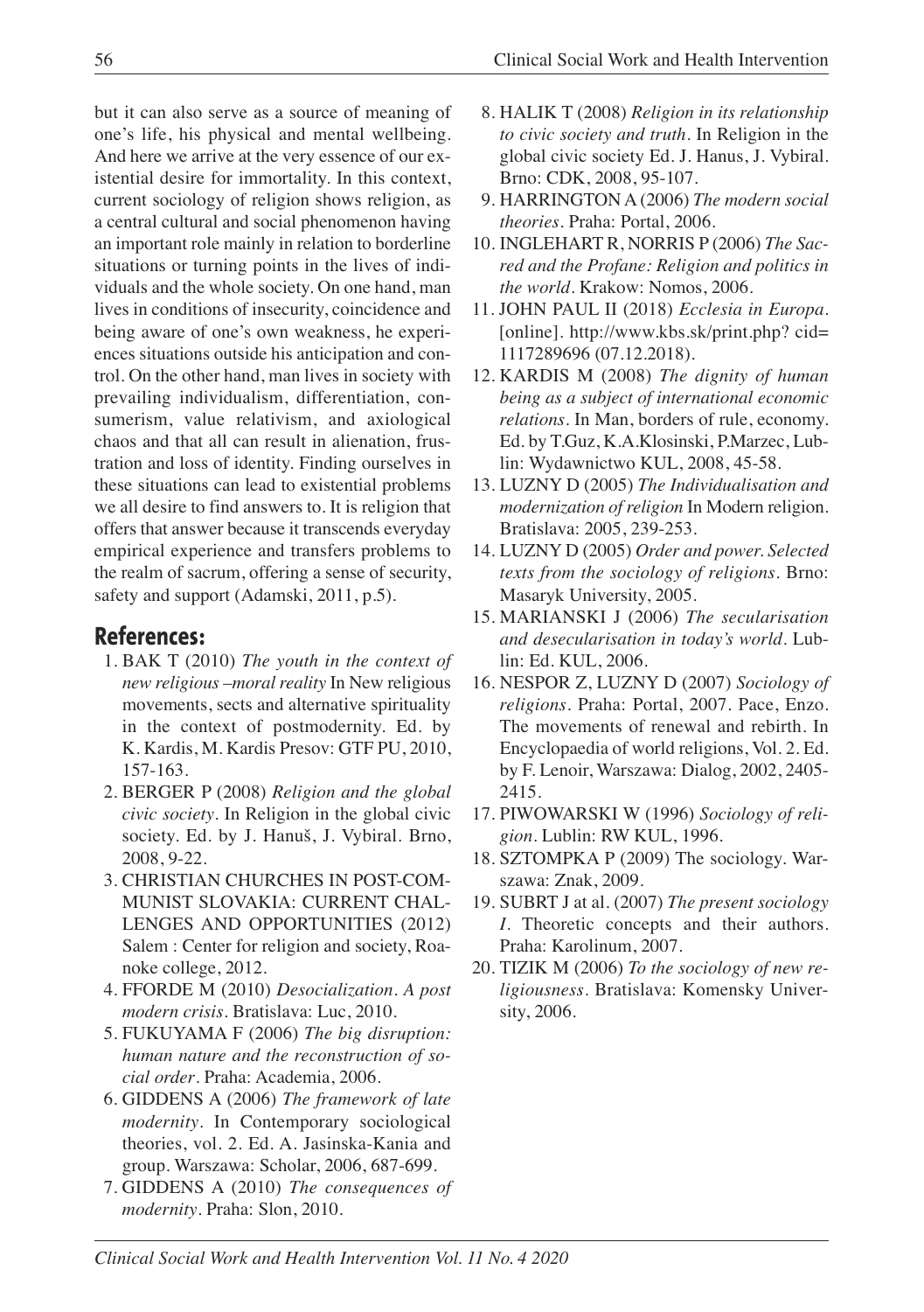but it can also serve as a source of meaning of one's life, his physical and mental wellbeing. And here we arrive at the very essence of our existential desire for immortality. In this context, current sociology of religion shows religion, as a central cultural and social phenomenon having an important role mainly in relation to borderline situations or turning points in the lives of individuals and the whole society. On one hand, man lives in conditions of insecurity, coincidence and being aware of one's own weakness, he experiences situations outside his anticipation and control. On the other hand, man lives in society with prevailing individualism, differentiation, consumerism, value relativism, and axiological chaos and that all can result in alienation, frustration and loss of identity. Finding ourselves in these situations can lead to existential problems we all desire to find answers to. It is religion that offers that answer because it transcends everyday empirical experience and transfers problems to the realm of sacrum, offering a sense of security, safety and support (Adamski, 2011, p.5).

## References:

1. BAK T (2010) *The youth in the context of new religious –moral reality* In New religious movements, sects and alternative spirituality in the context of postmodernity. Ed. by K. Kardis, M. Kardis Presov: GTF PU, 2010, 157-163.
2. BERGER P (2008) *Religion and the global civic society*. In Religion in the global civic society. Ed. by J. Hanuš, J. Vybiral. Brno, 2008, 9-22.
3. CHRISTIAN CHURCHES IN POST-COMMUNIST SLOVAKIA: CURRENT CHALLENGES AND OPPORTUNITIES (2012) Salem : Center for religion and society, Roanoke college, 2012.
4. FFORDE M (2010) *Desocialization. A post modern crisis*. Bratislava: Luc, 2010.
5. FUKUYAMA F (2006) *The big disruption: human nature and the reconstruction of social order*. Praha: Academia, 2006.
6. GIDDENS A (2006) *The framework of late modernity*. In Contemporary sociological theories, vol. 2. Ed. A. Jasinska-Kania and group. Warszawa: Scholar, 2006, 687-699.
7. GIDDENS A (2010) *The consequences of modernity*. Praha: Slon, 2010.
8. HALIK T (2008) *Religion in its relationship to civic society and truth*. In Religion in the global civic society Ed. J. Hanus, J. Vybiral. Brno: CDK, 2008, 95-107.
9. HARRINGTON A (2006) *The modern social theories*. Praha: Portal, 2006.
10. INGLEHART R, NORRIS P (2006) *The Sacred and the Profane: Religion and politics in the world*. Krakow: Nomos, 2006.
11. JOHN PAUL II (2018) *Ecclesia in Europa*. [online]. http://www.kbs.sk/print.php? cid= 1117289696 (07.12.2018).
12. KARDIS M (2008) *The dignity of human being as a subject of international economic relations*. In Man, borders of rule, economy. Ed. by T.Guz, K.A.Klosinski, P.Marzec, Lublin: Wydawnictwo KUL, 2008, 45-58.
13. LUZNY D (2005) *The Individualisation and modernization of religion* In Modern religion. Bratislava: 2005, 239-253.
14. LUZNY D (2005) *Order and power. Selected texts from the sociology of religions*. Brno: Masaryk University, 2005.
15. MARIANSKI J (2006) *The secularisation and desecularisation in today's world*. Lublin: Ed. KUL, 2006.
16. NESPOR Z, LUZNY D (2007) *Sociology of religions*. Praha: Portal, 2007. Pace, Enzo. The movements of renewal and rebirth. In Encyclopaedia of world religions, Vol. 2. Ed. by F. Lenoir, Warszawa: Dialog, 2002, 2405-2415.
17. PIWOWARSKI W (1996) *Sociology of religion*. Lublin: RW KUL, 1996.
18. SZTOMPKA P (2009) The sociology. Warszawa: Znak, 2009.
19. SUBRT J at al. (2007) *The present sociology I*. Theoretic concepts and their authors. Praha: Karolinum, 2007.
20. TIZIK M (2006) *To the sociology of new religiousness*. Bratislava: Komensky University, 2006.